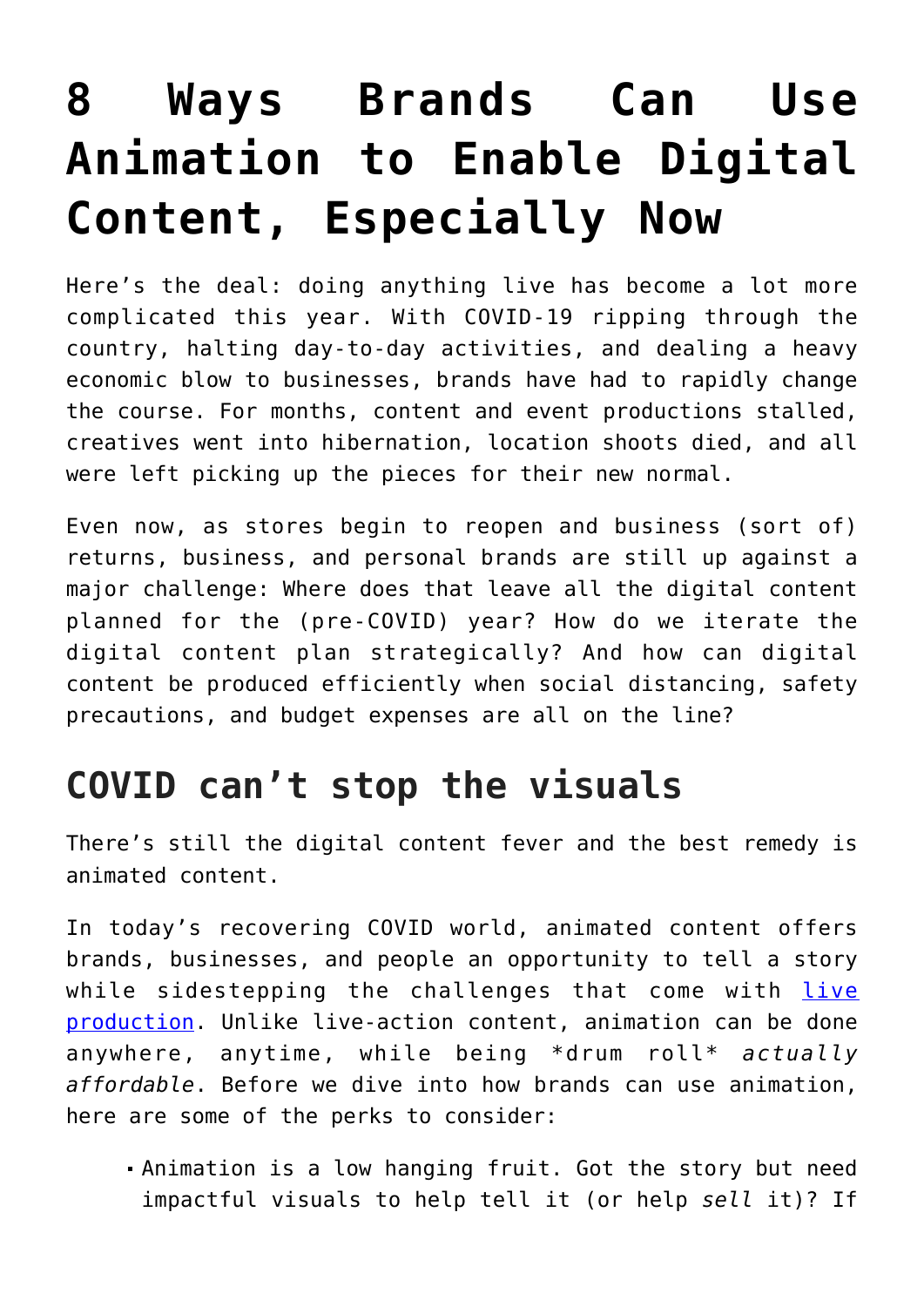# 8 Ways Brands Can Use Animation to Enable Digital Content, Especially Now

Here's the deal: doing anything live has become a lot more complicated this year. With COVID-19 ripping through the country, halting day-to-day activities, and dealing a heavy economic blow to businesses, brands have had to rapidly change the course. For months, content and event productions stalled, creatives went into hibernation, location shoots died, and all were left picking up the pieces for their new normal.

Even now, as stores begin to reopen and business (sort of) returns, business, and personal brands are still up against a major challenge: Where does that leave all the digital content planned for the (pre-COVID) year? How do we iterate the digital content plan strategically? And how can digital content be produced efficiently when social distancing, safety precautions, and budget expenses are all on the line?

## COVID can't stop the visuals

There's still the digital content fever and the best remedy is animated content.

In today's recovering COVID world, animated content offers brands, businesses, and people an opportunity to tell a story while sidestepping the challenges that come with [live production](). Unlike live-action content, animation can be done anywhere, anytime, while being *drum roll* *actually affordable*. Before we dive into how brands can use animation, here are some of the perks to consider:

- Animation is a low hanging fruit. Got the story but need impactful visuals to help tell it (or help *sell* it)? If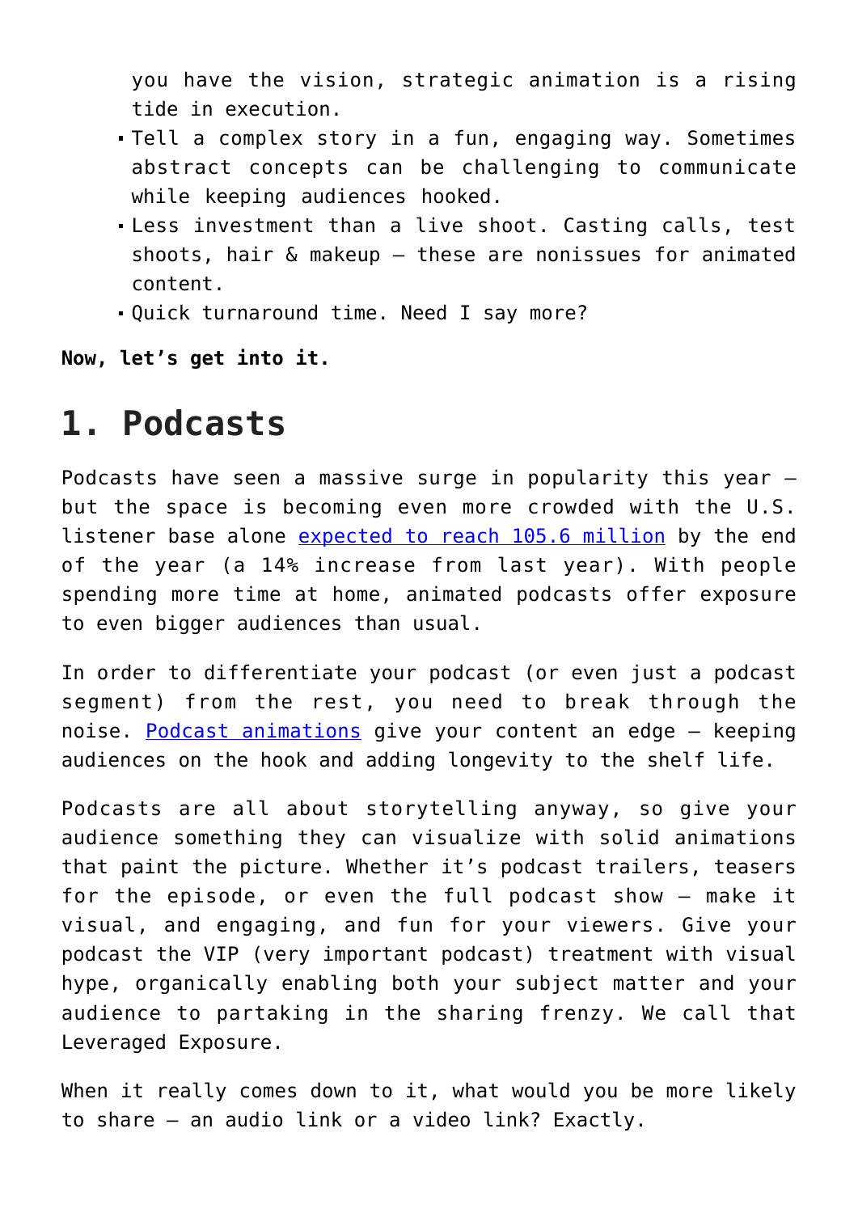you have the vision, strategic animation is a rising tide in execution.

- Tell a complex story in a fun, engaging way. Sometimes abstract concepts can be challenging to communicate while keeping audiences hooked.
- Less investment than a live shoot. Casting calls, test shoots, hair & makeup – these are nonissues for animated content.
- Quick turnaround time. Need I say more?

**Now, let's get into it.**

# 1. Podcasts

Podcasts have seen a massive surge in popularity this year – but the space is becoming even more crowded with the U.S. listener base alone [expected to reach 105.6 million]() by the end of the year (a 14% increase from last year). With people spending more time at home, animated podcasts offer exposure to even bigger audiences than usual.

In order to differentiate your podcast (or even just a podcast segment) from the rest, you need to break through the noise. [Podcast animations]() give your content an edge – keeping audiences on the hook and adding longevity to the shelf life.

Podcasts are all about storytelling anyway, so give your audience something they can visualize with solid animations that paint the picture. Whether it's podcast trailers, teasers for the episode, or even the full podcast show – make it visual, and engaging, and fun for your viewers. Give your podcast the VIP (very important podcast) treatment with visual hype, organically enabling both your subject matter and your audience to partaking in the sharing frenzy. We call that Leveraged Exposure.

When it really comes down to it, what would you be more likely to share – an audio link or a video link? Exactly.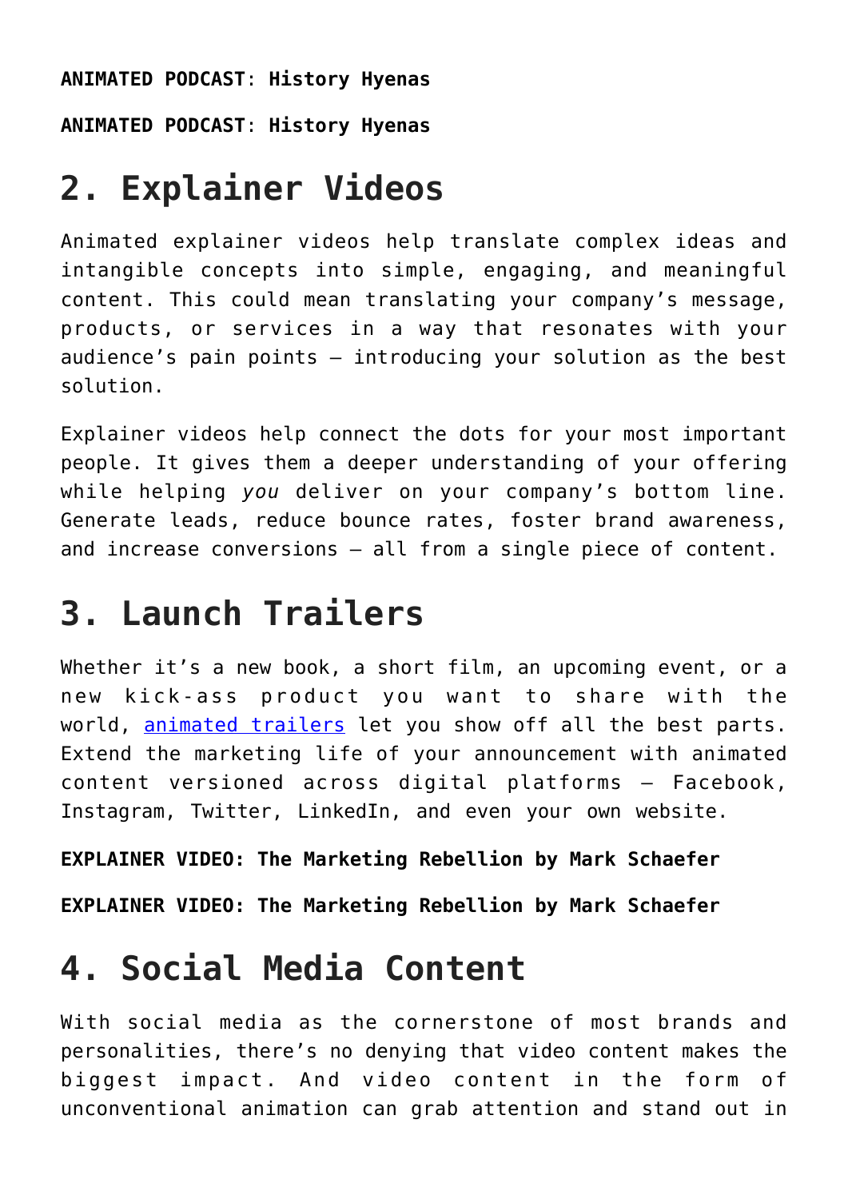**ANIMATED PODCAST**: **History Hyenas**

**ANIMATED PODCAST**: **History Hyenas**

## 2. Explainer Videos

Animated explainer videos help translate complex ideas and intangible concepts into simple, engaging, and meaningful content. This could mean translating your company's message, products, or services in a way that resonates with your audience's pain points – introducing your solution as the best solution.

Explainer videos help connect the dots for your most important people. It gives them a deeper understanding of your offering while helping *you* deliver on your company's bottom line. Generate leads, reduce bounce rates, foster brand awareness, and increase conversions – all from a single piece of content.

## 3. Launch Trailers

Whether it's a new book, a short film, an upcoming event, or a new kick-ass product you want to share with the world, animated trailers let you show off all the best parts. Extend the marketing life of your announcement with animated content versioned across digital platforms – Facebook, Instagram, Twitter, LinkedIn, and even your own website.

**EXPLAINER VIDEO: The Marketing Rebellion by Mark Schaefer**

**EXPLAINER VIDEO: The Marketing Rebellion by Mark Schaefer**

## 4. Social Media Content

With social media as the cornerstone of most brands and personalities, there's no denying that video content makes the biggest impact. And video content in the form of unconventional animation can grab attention and stand out in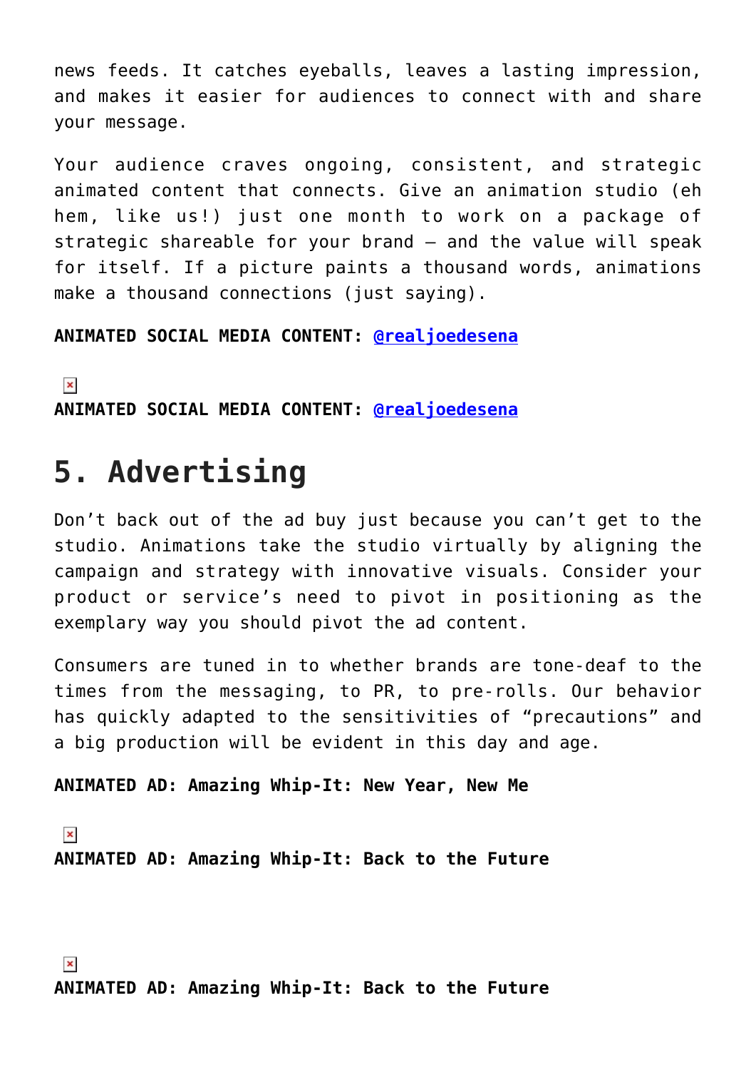news feeds. It catches eyeballs, leaves a lasting impression, and makes it easier for audiences to connect with and share your message.

Your audience craves ongoing, consistent, and strategic animated content that connects. Give an animation studio (eh hem, like us!) just one month to work on a package of strategic shareable for your brand – and the value will speak for itself. If a picture paints a thousand words, animations make a thousand connections (just saying).

**ANIMATED SOCIAL MEDIA CONTENT: @realjoedesena**

**ANIMATED SOCIAL MEDIA CONTENT: @realjoedesena**

## 5. Advertising

Don't back out of the ad buy just because you can't get to the studio. Animations take the studio virtually by aligning the campaign and strategy with innovative visuals. Consider your product or service's need to pivot in positioning as the exemplary way you should pivot the ad content.

Consumers are tuned in to whether brands are tone-deaf to the times from the messaging, to PR, to pre-rolls. Our behavior has quickly adapted to the sensitivities of "precautions" and a big production will be evident in this day and age.

**ANIMATED AD: Amazing Whip-It: New Year, New Me**

**ANIMATED AD: Amazing Whip-It: Back to the Future**

**ANIMATED AD: Amazing Whip-It: Back to the Future**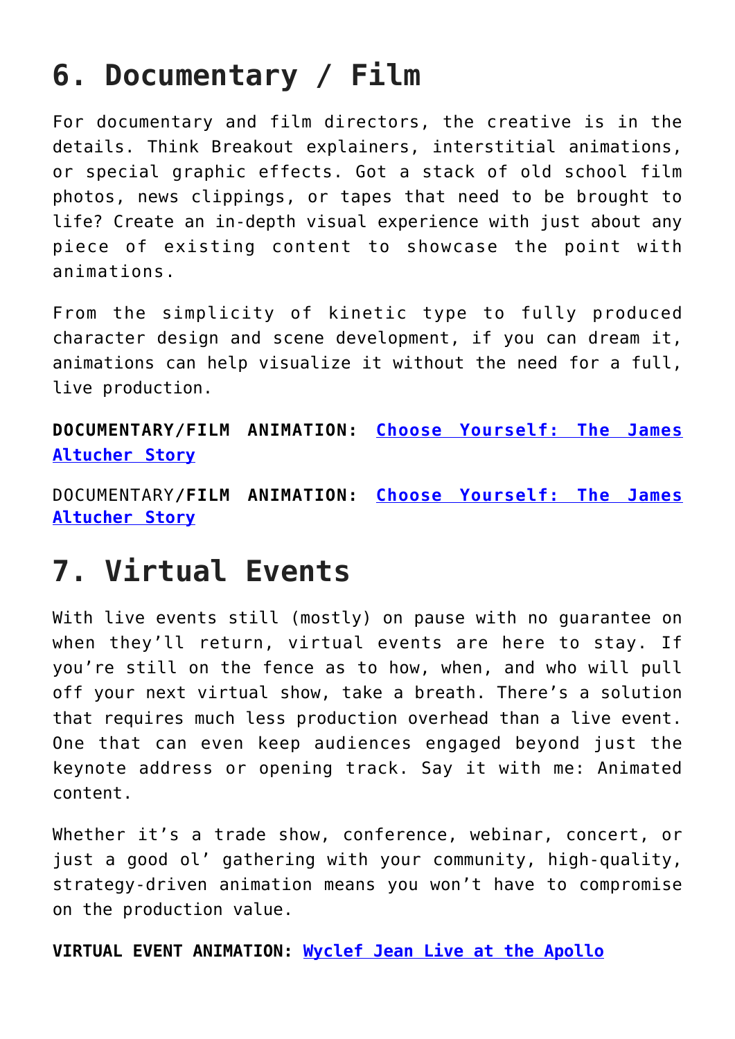## 6. Documentary / Film

For documentary and film directors, the creative is in the details. Think Breakout explainers, interstitial animations, or special graphic effects. Got a stack of old school film photos, news clippings, or tapes that need to be brought to life? Create an in-depth visual experience with just about any piece of existing content to showcase the point with animations.

From the simplicity of kinetic type to fully produced character design and scene development, if you can dream it, animations can help visualize it without the need for a full, live production.

**DOCUMENTARY/FILM ANIMATION: Choose Yourself: The James Altucher Story**

DOCUMENTARY**/FILM ANIMATION: Choose Yourself: The James Altucher Story**

## 7. Virtual Events

With live events still (mostly) on pause with no guarantee on when they'll return, virtual events are here to stay. If you're still on the fence as to how, when, and who will pull off your next virtual show, take a breath. There's a solution that requires much less production overhead than a live event. One that can even keep audiences engaged beyond just the keynote address or opening track. Say it with me: Animated content.

Whether it's a trade show, conference, webinar, concert, or just a good ol' gathering with your community, high-quality, strategy-driven animation means you won't have to compromise on the production value.

**VIRTUAL EVENT ANIMATION: Wyclef Jean Live at the Apollo**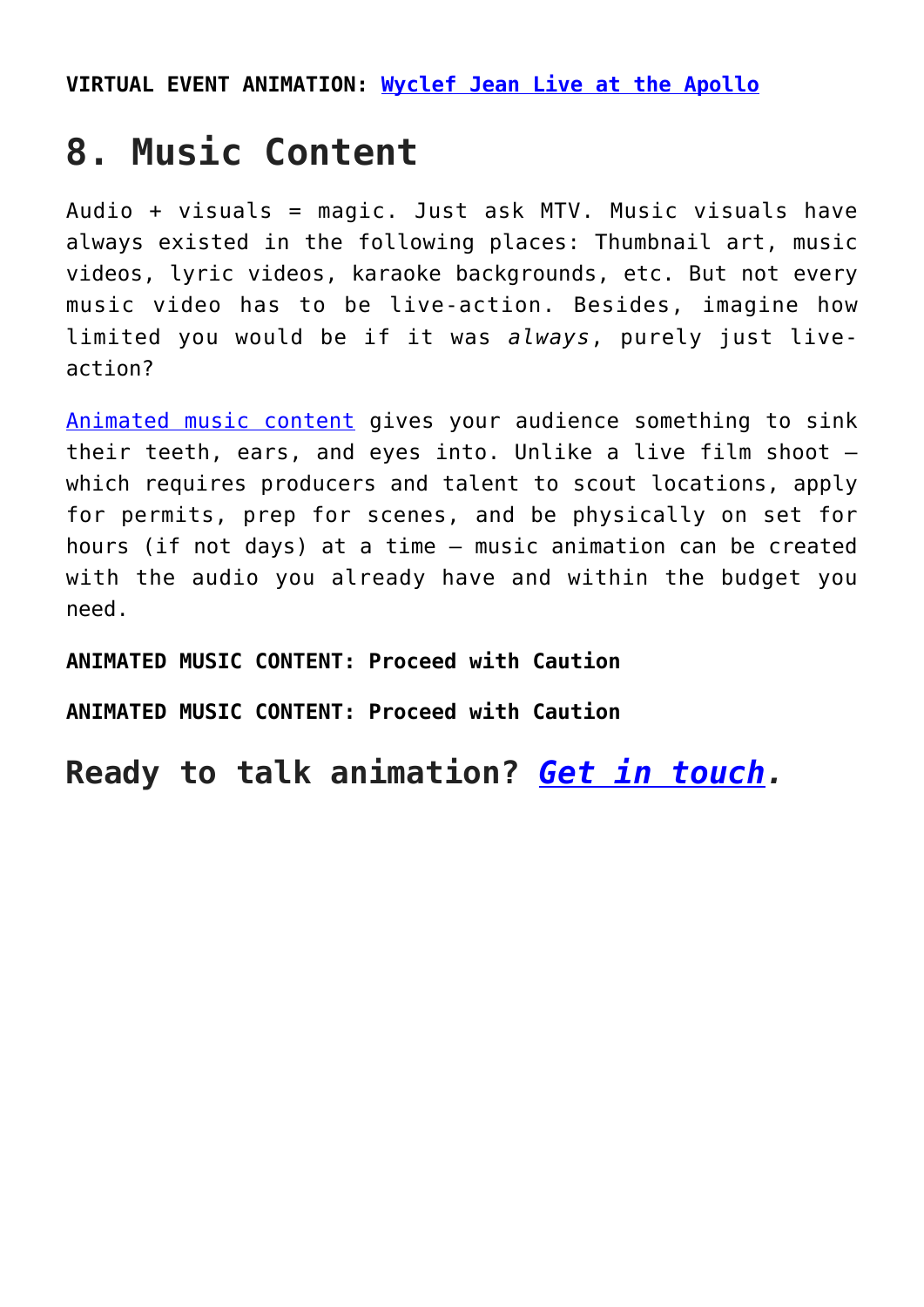**VIRTUAL EVENT ANIMATION: [Wyclef Jean Live at the Apollo]**

## 8. Music Content

Audio + visuals = magic. Just ask MTV. Music visuals have always existed in the following places: Thumbnail art, music videos, lyric videos, karaoke backgrounds, etc. But not every music video has to be live-action. Besides, imagine how limited you would be if it was *always*, purely just live-action?

Animated music content gives your audience something to sink their teeth, ears, and eyes into. Unlike a live film shoot – which requires producers and talent to scout locations, apply for permits, prep for scenes, and be physically on set for hours (if not days) at a time – music animation can be created with the audio you already have and within the budget you need.

**ANIMATED MUSIC CONTENT: Proceed with Caution**

**ANIMATED MUSIC CONTENT: Proceed with Caution**

## Ready to talk animation? ***Get in touch.***